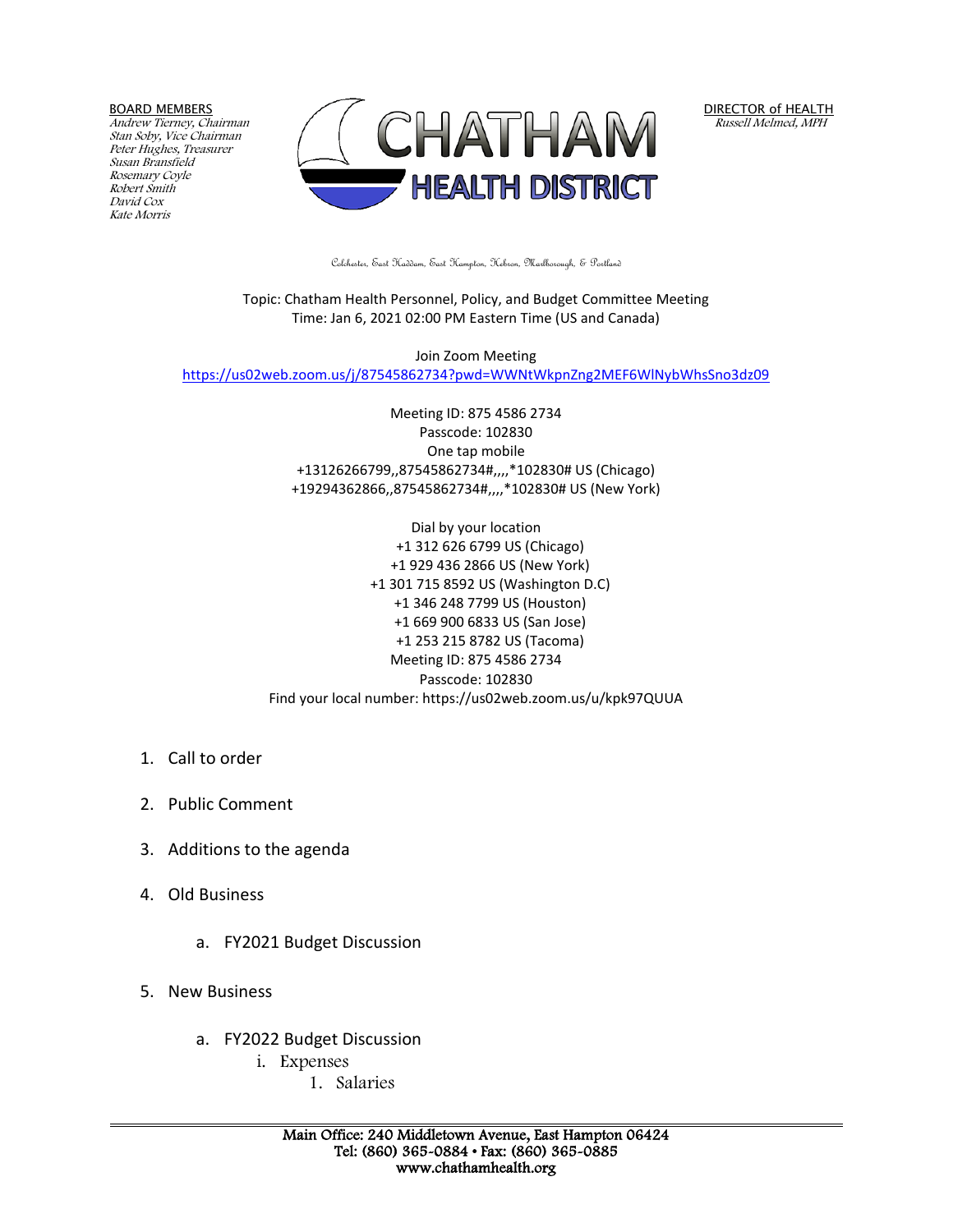BOARD MEMBERS
*Andrew Tierney, Chairman*
*Stan Soby, Vice Chairman*
*Peter Hughes, Treasurer*
*Susan Bransfield*
*Rosemary Coyle*
*Robert Smith*
*David Cox*
*Kate Morris*

# CHATHAM HEALTH DISTRICT

DIRECTOR of HEALTH
*Russell Melmed, MPH*

Colchester, East Haddam, East Hampton, Hebron, Marlborough, & Portland

Topic: Chatham Health Personnel, Policy, and Budget Committee Meeting
Time: Jan 6, 2021 02:00 PM Eastern Time (US and Canada)

Join Zoom Meeting
https://us02web.zoom.us/j/87545862734?pwd=WWNtWkpnZng2MEF6WlNybWhsSno3dz09

Meeting ID: 875 4586 2734
Passcode: 102830
One tap mobile
+13126266799,,87545862734#,,,,*102830# US (Chicago)
+19294362866,,87545862734#,,,,*102830# US (New York)

Dial by your location
+1 312 626 6799 US (Chicago)
+1 929 436 2866 US (New York)
+1 301 715 8592 US (Washington D.C)
+1 346 248 7799 US (Houston)
+1 669 900 6833 US (San Jose)
+1 253 215 8782 US (Tacoma)
Meeting ID: 875 4586 2734
Passcode: 102830
Find your local number: https://us02web.zoom.us/u/kpk97QUUA

1. Call to order
2. Public Comment
3. Additions to the agenda
4. Old Business
    a. FY2021 Budget Discussion
5. New Business
    a. FY2022 Budget Discussion
        i. Expenses
            1. Salaries

Main Office: 240 Middletown Avenue, East Hampton 06424
Tel: (860) 365-0884 • Fax: (860) 365-0885
www.chathamhealth.org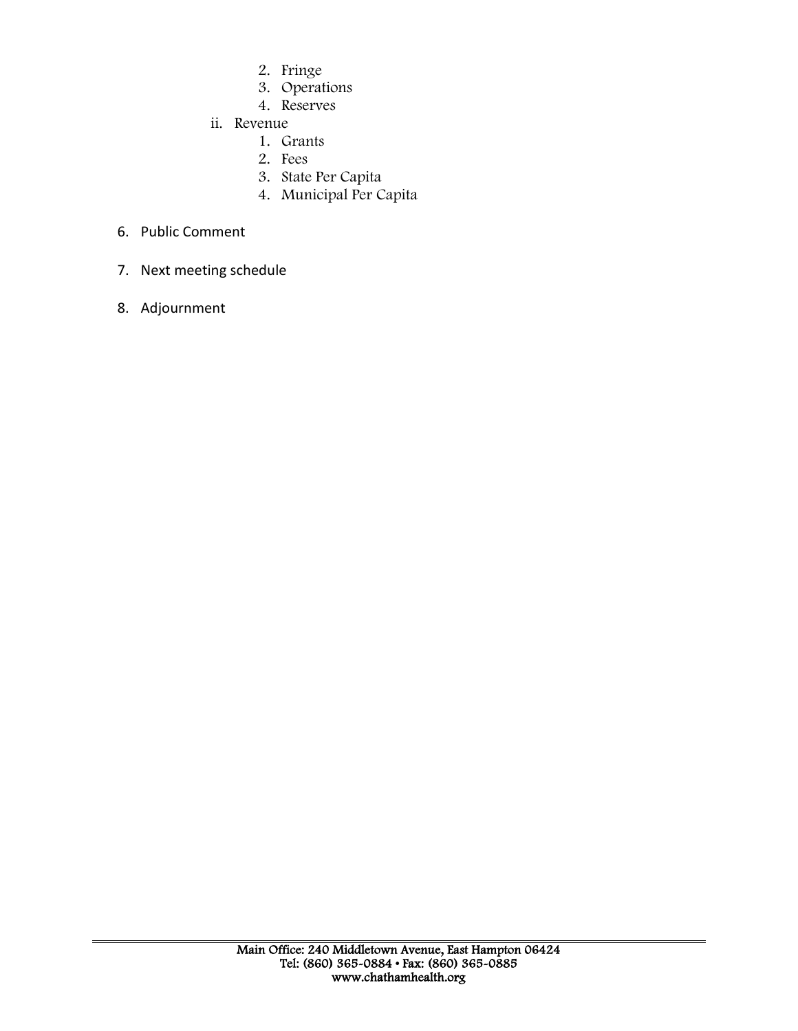2. Fringe
      3. Operations
      4. Reserves
   ii. Revenue
      1. Grants
      2. Fees
      3. State Per Capita
      4. Municipal Per Capita

6. Public Comment

7. Next meeting schedule

8. Adjournment